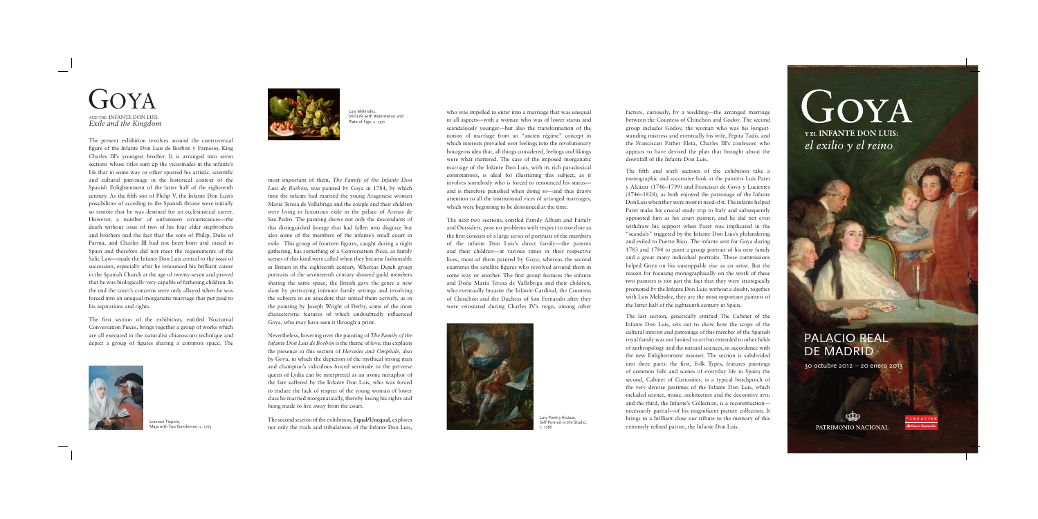# GOYA

## AND THE INFANTE DON LUIS:
*Exile and the Kingdom*

The present exhibition revolves around the controversial figure of the Infante Don Luis de Borbón y Farnesio, King Charles III's youngest brother. It is arranged into seven sections whose titles sum up the vicissitudes in the infante's life that in some way or other spurred his artistic, scientific and cultural patronage in the historical context of the Spanish Enlightenment of the latter half of the eighteenth century. As the fifth son of Philip V, the Infante Don Luis's possibilities of acceding to the Spanish throne were initially so remote that he was destined for an ecclesiastical career. However, a number of unforeseen circumstances—the death without issue of two of his four elder stepbrothers and brothers and the fact that the sons of Philip, Duke of Parma, and Charles III had not been born and raised in Spain and therefore did not meet the requirements of the Salic Law—made the Infante Don Luis central to the issue of succession, especially after he renounced his brilliant career in the Spanish Church at the age of twenty-seven and proved that he was biologically very capable of fathering children. In the end the court's concerns were only allayed when he was forced into an unequal morganatic marriage that put paid to his aspirations and rights.

The first section of the exhibition, entitled Nocturnal Conversation Pieces, brings together a group of works which are all executed in the naturalist chiaroscuro technique and depict a group of figures sharing a common space. The most important of them, *The Family of the Infante Don Luis de Borbón*, was painted by Goya in 1784, by which time the infante had married the young Aragonese woman María Teresa de Vallabriga and the couple and their children were living in luxurious exile in the palace of Arenas de San Pedro. The painting shows not only the descendants of this distinguished lineage that had fallen into disgrace but also some of the members of the infante's small court in exile. This group of fourteen figures, caught during a night gathering, has something of a Conversation Piece, as family scenes of this kind were called when they became fashionable in Britain in the eighteenth century. Whereas Dutch group portraits of the seventeenth century showed guild members sharing the same space, the British gave the genre a new slant by portraying intimate family settings and involving the subjects in an anecdote that united them actively, as in the painting by Joseph Wright of Derby, some of the most characteristic features of which undoubtedly influenced Goya, who may have seen it through a print.

Lorenzo Tiepolo,
Maja with Two Gentlemen, c. 1775

Luis Meléndez,
Still-Life with Watermelon and Plate of Figs, c. 1771

Nevertheless, hovering over the painting of *The Family of the Infante Don Luis de Borbón* is the theme of love; this explains the presence in this section of *Hercules and Omphale*, also by Goya, in which the depiction of the mythical strong man and champion's ridiculous forced servitude to the perverse queen of Lydia can be interpreted as an ironic metaphor of the fate suffered by the Infante Don Luis, who was forced to endure the lack of respect of the young woman of lower class he married morganatically, thereby losing his rights and being made to live away from the court.

The second section of the exhibition, **Equal/Unequal**, explores not only the trials and tribulations of the Infante Don Luis, who was impelled to enter into a marriage that was unequal in all aspects—with a woman who was of lower status and scandalously younger—but also the transformation of the notion of marriage from an "ancien régime" concept in which interests prevailed over feelings into the revolutionary bourgeois idea that, all things considered, feelings and likings were what mattered. The case of the imposed morganatic marriage of the Infante Don Luis, with its rich paradoxical connotations, is ideal for illustrating this subject, as it involves somebody who is forced to renounced his status—and is therefore punished when doing so—and thus draws attention to all the institutional vices of arranged marriages, which were beginning to be denounced at the time.

The next two sections, entitled Family Album and Family and Outsiders, pose no problems with respect to storyline as the first consists of a large series of portraits of the members of the infante Don Luis's direct family—the parents and their children—at various times in their respective lives, most of them painted by Goya, whereas the second examines the satellite figures who revolved around them in some way or another. The first group features the infante and Doña María Teresa de Vallabriga and their children, who eventually became the Infante-Cardinal, the Countess of Chinchón and the Duchess of San Fernando after they were reinstated during Charles IV's reign, among other factors, curiously, by a wedding—the arranged marriage between the Countess of Chinchón and Godoy. The second group includes Godoy, the woman who was his longest-standing mistress and eventually his wife, Pepita Tudó, and the Franciscan Father Eleta, Charles III's confessor, who appears to have devised the plan that brought about the downfall of the Infante Don Luis.

Luis Paret y Alcázar,
Self-Portrait in the Studio,
c. 1786

The fifth and sixth sections of the exhibition take a monographic and successive look at the painters Luis Paret y Alcázar (1746–1799) and Francisco de Goya y Lucientes (1746–1828), as both enjoyed the patronage of the Infante Don Luis when they were most in need of it. The infante helped Paret make his crucial study trip to Italy and subsequently appointed him as his court painter; and he did not even withdraw his support when Paret was implicated in the "scandals" triggered by the Infante Don Luis's philandering and exiled to Puerto Rico. The infante sent for Goya during 1783 and 1784 to paint a group portrait of his new family and a great many individual portraits. These commissions helped Goya on his unstoppable rise as an artist. But the reason for focusing monographically on the work of these two painters is not just the fact that they were strategically promoted by the Infante Don Luis: without a doubt, together with Luis Meléndez, they are the most important painters of the latter half of the eighteenth century in Spain.

The last section, generically entitled The Cabinet of the Infante Don Luis, sets out to show how the scope of the cultural interest and patronage of this member of the Spanish royal family was not limited to art but extended to other fields of anthropology and the natural sciences, in accordance with the new Enlightenment manner. The section is subdivided into three parts: the first, Folk Types, features paintings of common folk and scenes of everyday life in Spain; the second, Cabinet of Curiosities, is a typical hotchpotch of the very diverse pastimes of the Infante Don Luis, which included science, music, architecture and the decorative arts; and the third, the Infante's Collection, is a reconstruction—necessarily partial—of his magnificent picture collection. It brings to a brilliant close our tribute to the memory of this extremely refined patron, the Infante Don Luis.

# GOYA

## Y EL INFANTE DON LUIS:
*el exilio y el reino*

## PALACIO REAL DE MADRID

30 octubre 2012 – 20 enero 2013

PATRIMONIO NACIONAL

FUNDACIÓN Banco Santander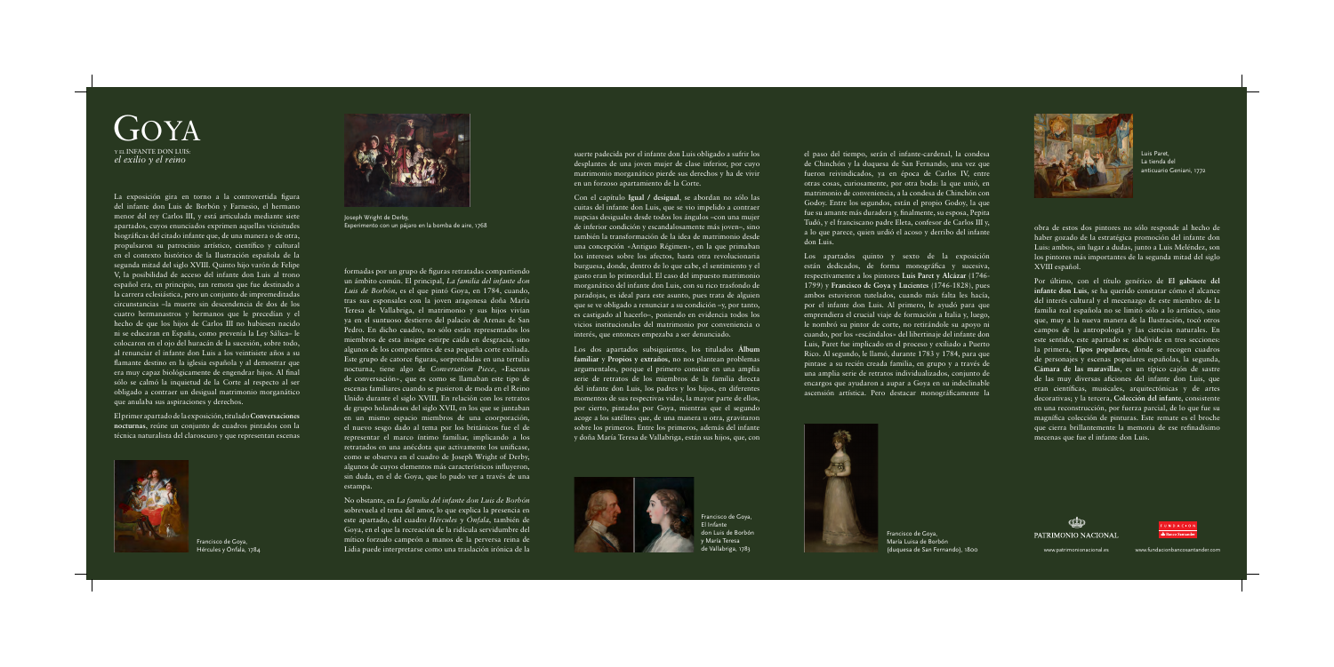# Goya

y el infante don Luis: *el exilio y el reino*

La exposición gira en torno a la controvertida figura del infante don Luis de Borbón y Farnesio, el hermano menor del rey Carlos III, y está articulada mediante siete apartados, cuyos enunciados exprimen aquellas vicisitudes biográficas del citado infante que, de una manera o de otra, propulsaron su patrocinio artístico, científico y cultural en el contexto histórico de la Ilustración española de la segunda mitad del siglo XVIII. Quinto hijo varón de Felipe V, la posibilidad de acceso del infante don Luis al trono español era, en principio, tan remota que fue destinado a la carrera eclesiástica, pero un conjunto de impremeditadas circunstancias –la muerte sin descendencia de dos de los cuatro hermanastros y hermanos que le precedían y el hecho de que los hijos de Carlos III no hubiesen nacido ni se educaran en España, como prevenía la Ley Sálica– le colocaron en el ojo del huracán de la sucesión, sobre todo, al renunciar el infante don Luis a los veintisiete años a su flamante destino en la iglesia española y al demostrar que era muy capaz biológicamente de engendrar hijos. Al final sólo se calmó la inquietud de la Corte al respecto al ser obligado a contraer un desigual matrimonio morganático que anulaba sus aspiraciones y derechos.

El primer apartado de la exposición, titulado **Conversaciones nocturnas**, reúne un conjunto de cuadros pintados con la técnica naturalista del claroscuro y que representan escenas formadas por un grupo de figuras retratadas compartiendo un ámbito común. El principal, *La familia del infante don Luis de Borbón*, es el que pintó Goya, en 1784, cuando, tras sus esponsales con la joven aragonesa doña María Teresa de Vallabriga, el matrimonio y sus hijos vivían ya en el suntuoso destierro del palacio de Arenas de San Pedro. En dicho cuadro, no sólo están representados los miembros de esta insigne estirpe caída en desgracia, sino algunos de los componentes de esa pequeña corte exiliada. Este grupo de catorce figuras, sorprendidas en una tertulia nocturna, tiene algo de *Conversation Piece*, «Escenas de conversación», que es como se llamaban este tipo de escenas familiares cuando se pusieron de moda en el Reino Unido durante el siglo XVIII. En relación con los retratos de grupo holandeses del siglo XVII, en los que se juntaban en un mismo espacio miembros de una coorporación, el nuevo sesgo dado al tema por los británicos fue el de representar el marco íntimo familiar, implicando a los retratados en una anécdota que activamente los unificase, como se observa en el cuadro de Joseph Wright of Derby, algunos de cuyos elementos más característicos influyeron, sin duda, en el de Goya, que lo pudo ver a través de una estampa.

No obstante, en *La familia del infante don Luis de Borbón* sobrevuela el tema del amor, lo que explica la presencia en este apartado, del cuadro *Hércules y Ónfala*, también de Goya, en el que la recreación de la ridícula servidumbre del mítico forzudo campeón a manos de la perversa reina de Lidia puede interpretarse como una traslación irónica de la suerte padecida por el infante don Luis obligado a sufrir los desplantes de una joven mujer de clase inferior, por cuyo matrimonio morganático pierde sus derechos y ha de vivir en un forzoso apartamiento de la Corte.

Joseph Wright de Derby,
Experimento con un pájaro en la bomba de aire, 1768

Francisco de Goya,
Hércules y Ónfala, 1784

Con el capítulo **Igual / desigual**, se abordan no sólo las cuitas del infante don Luis, que se vio impelido a contraer nupcias desiguales desde todos los ángulos –con una mujer de inferior condición y escandalosamente más joven–, sino también la transformación de la idea de matrimonio desde una concepción «Antiguo Régimen», en la que primaban los intereses sobre los afectos, hasta otra revolucionaria burguesa, donde, dentro de lo que cabe, el sentimiento y el gusto eran lo primordial. El caso del impuesto matrimonio morganático del infante don Luis, con su rico trasfondo de paradojas, es ideal para este asunto, pues trata de alguien que se ve obligado a renunciar a su condición –y, por tanto, es castigado al hacerlo–, poniendo en evidencia todos los vicios institucionales del matrimonio por conveniencia o interés, que entonces empezaba a ser denunciado.

Los dos apartados subsiguientes, los titulados **Álbum familiar** y **Propios y extraños**, no nos plantean problemas argumentales, porque el primero consiste en una amplia serie de retratos de los miembros de la familia directa del infante don Luis, los padres y los hijos, en diferentes momentos de sus respectivas vidas, la mayor parte de ellos, por cierto, pintados por Goya, mientras que el segundo acoge a los satélites que, de una manera u otra, gravitaron sobre los primeros. Entre los primeros, además del infante y doña María Teresa de Vallabriga, están sus hijos, que, con el paso del tiempo, serán el infante-cardenal, la condesa de Chinchón y la duquesa de San Fernando, una vez que fueron reivindicados, ya en época de Carlos IV, entre otras cosas, curiosamente, por otra boda: la que unió, en matrimonio de conveniencia, a la condesa de Chinchón con Godoy. Entre los segundos, están el propio Godoy, la que fue su amante más duradera y, finalmente, su esposa, Pepita Tudó, y el franciscano padre Eleta, confesor de Carlos III y, a lo que parece, quien urdió el acoso y derribo del infante don Luis.

Francisco de Goya,
El Infante don Luis de Borbón y María Teresa de Vallabriga, 1783

Los apartados quinto y sexto de la exposición están dedicados, de forma monográfica y sucesiva, respectivamente a los pintores **Luis Paret y Alcázar** (1746-1799) y **Francisco de Goya y Lucientes** (1746-1828), pues ambos estuvieron tutelados, cuando más falta les hacía, por el infante don Luis. Al primero, le ayudó para que emprendiera el crucial viaje de formación a Italia y, luego, le nombró su pintor de corte, no retirándole su apoyo ni cuando, por los «escándalos» del libertinaje del infante don Luis, Paret fue implicado en el proceso y exiliado a Puerto Rico. Al segundo, le llamó, durante 1783 y 1784, para que pintase a su recién creada familia, en grupo y a través de una amplia serie de retratos individualizados, conjunto de encargos que ayudaron a aupar a Goya en su indeclinable ascensión artística. Pero destacar monográficamente la obra de estos dos pintores no sólo responde al hecho de haber gozado de la estratégica promoción del infante don Luis: ambos, sin lugar a dudas, junto a Luis Meléndez, son los pintores más importantes de la segunda mitad del siglo XVIII español.

Francisco de Goya,
María Luisa de Borbón (duquesa de San Fernando), 1800

Luis Paret,
La tienda del anticuario Geniani, 1772

Por último, con el título genérico de **El gabinete del infante don Luis**, se ha querido constatar cómo el alcance del interés cultural y el mecenazgo de este miembro de la familia real española no se limitó sólo a lo artístico, sino que, muy a la nueva manera de la Ilustración, tocó otros campos de la antropología y las ciencias naturales. En este sentido, este apartado se subdivide en tres secciones: la primera, **Tipos populares**, donde se recogen cuadros de personajes y escenas populares españolas, la segunda, **Cámara de las maravillas**, es un típico cajón de sastre de las muy diversas aficiones del infante don Luis, que eran científicas, musicales, arquitectónicas y de artes decorativas; y la tercera, **Colección del infante**, consistente en una reconstrucción, por fuerza parcial, de lo que fue su magnífica colección de pinturas. Este remate es el broche que cierra brillantemente la memoria de ese refinadísimo mecenas que fue el infante don Luis.

PATRIMONIO NACIONAL
www.patrimonionacional.es

FUNDACIÓN Banco Santander
www.fundacionbancosantander.com